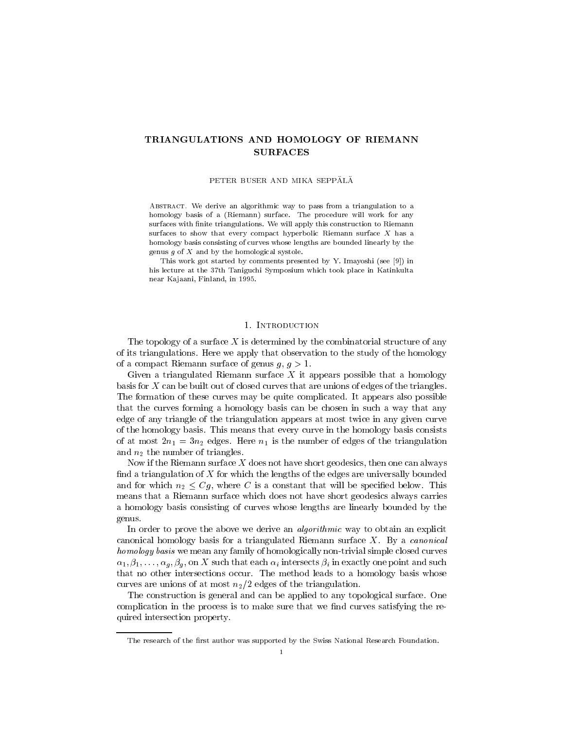# TRIANGULATIONS AND HOMOLOGY OF RIEMANN SURFACES

PETER BUSER AND MIKA SEPPÄLÄ

Abstract. We derive an algorithmic way to pass from a triangulation to a homology basis of a (Riemann) surface. The procedure will work for any surfaces with finite triangulations. We will apply this construction to Riemann surfaces to show that every compact hyperbolic Riemann surface $X$ has a homology basis consisting of curves whose lengths are bounded linearly by the genus $g$ of $X$ and by the homological systole.

This work got started by comments presented by Y. Imayoshi (see [9]) in his lecture at the 37th Taniguchi Symposium which took place in Katinkulta near Kajaani, Finland, in 1995.

## 1. Introduction

The topology of a surface $X$ is determined by the combinatorial structure of any of its triangulations. Here we apply that observation to the study of the homology of a compact Riemann surface of genus $g$, $g > 1$.

Given a triangulated Riemann surface $X$ it appears possible that a homology basis for $X$ can be built out of closed curves that are unions of edges of the triangles. The formation of these curves may be quite complicated. It appears also possible that the curves forming a homology basis can be chosen in such a way that any edge of any triangle of the triangulation appears at most twice in any given curve of the homology basis. This means that every curve in the homology basis consists of at most $2n_1 = 3n_2$ edges. Here $n_1$ is the number of edges of the triangulation and $n_2$ the number of triangles.

Now if the Riemann surface $X$ does not have short geodesics, then one can always find a triangulation of $X$ for which the lengths of the edges are universally bounded and for which $n_2 \leq Cg$, where $C$ is a constant that will be specified below. This means that a Riemann surface which does not have short geodesics always carries a homology basis consisting of curves whose lengths are linearly bounded by the genus.

In order to prove the above we derive an *algorithmic* way to obtain an explicit canonical homology basis for a triangulated Riemann surface $X$. By a *canonical homology basis* we mean any family of homologically non-trivial simple closed curves $\alpha_1, \beta_1, \ldots, \alpha_g, \beta_g$, on $X$ such that each $\alpha_i$ intersects $\beta_i$ in exactly one point and such that no other intersections occur. The method leads to a homology basis whose curves are unions of at most $n_2/2$ edges of the triangulation.

The construction is general and can be applied to any topological surface. One complication in the process is to make sure that we find curves satisfying the required intersection property.

The research of the first author was supported by the Swiss National Research Foundation.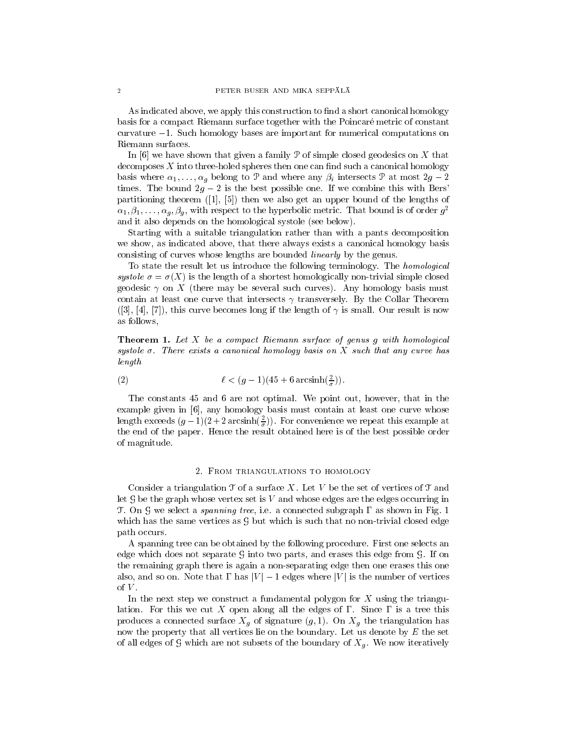As indicated above, we apply this construction to find a short canonical homology basis for a compact Riemann surface together with the Poincaré metric of constant curvature $-1$. Such homology bases are important for numerical computations on Riemann surfaces.

In [6] we have shown that given a family $\mathcal{P}$ of simple closed geodesics on $X$ that decomposes $X$ into three-holed spheres then one can find such a canonical homology basis where $\alpha_1, \ldots, \alpha_g$ belong to $\mathcal{P}$ and where any $\beta_i$ intersects $\mathcal{P}$ at most $2g-2$ times. The bound $2g-2$ is the best possible one. If we combine this with Bers' partitioning theorem ([1], [5]) then we also get an upper bound of the lengths of $\alpha_1, \beta_1, \ldots, \alpha_g, \beta_g$, with respect to the hyperbolic metric. That bound is of order $g^2$ and it also depends on the homological systole (see below).

Starting with a suitable triangulation rather than with a pants decomposition we show, as indicated above, that there always exists a canonical homology basis consisting of curves whose lengths are bounded *linearly* by the genus.

To state the result let us introduce the following terminology. The *homological systole* $\sigma = \sigma(X)$ is the length of a shortest homologically non-trivial simple closed geodesic $\gamma$ on $X$ (there may be several such curves). Any homology basis must contain at least one curve that intersects $\gamma$ transversely. By the Collar Theorem ([3], [4], [7]), this curve becomes long if the length of $\gamma$ is small. Our result is now as follows,

**Theorem 1.** *Let $X$ be a compact Riemann surface of genus $g$ with homological systole $\sigma$. There exists a canonical homology basis on $X$ such that any curve has length*

$$\ell < (g-1)(45 + 6 \operatorname{arcsinh}(\tfrac{2}{\sigma})). \tag{2}$$

The constants 45 and 6 are not optimal. We point out, however, that in the example given in [6], any homology basis must contain at least one curve whose length exceeds $(g-1)(2 + 2\operatorname{arcsinh}(\frac{2}{\sigma}))$. For convenience we repeat this example at the end of the paper. Hence the result obtained here is of the best possible order of magnitude.

## 2. From triangulations to homology

Consider a triangulation $\mathcal{T}$ of a surface $X$. Let $V$ be the set of vertices of $\mathcal{T}$ and let $\mathcal{G}$ be the graph whose vertex set is $V$ and whose edges are the edges occurring in $\mathcal{T}$. On $\mathcal{G}$ we select a *spanning tree*, i.e. a connected subgraph $\Gamma$ as shown in Fig. 1 which has the same vertices as $\mathcal{G}$ but which is such that no non-trivial closed edge path occurs.

A spanning tree can be obtained by the following procedure. First one selects an edge which does not separate $\mathcal{G}$ into two parts, and erases this edge from $\mathcal{G}$. If on the remaining graph there is again a non-separating edge then one erases this one also, and so on. Note that $\Gamma$ has $|V|-1$ edges where $|V|$ is the number of vertices of $V$.

In the next step we construct a fundamental polygon for $X$ using the triangulation. For this we cut $X$ open along all the edges of $\Gamma$. Since $\Gamma$ is a tree this produces a connected surface $X_g$ of signature $(g, 1)$. On $X_g$ the triangulation has now the property that all vertices lie on the boundary. Let us denote by $E$ the set of all edges of $\mathcal{G}$ which are not subsets of the boundary of $X_g$. We now iteratively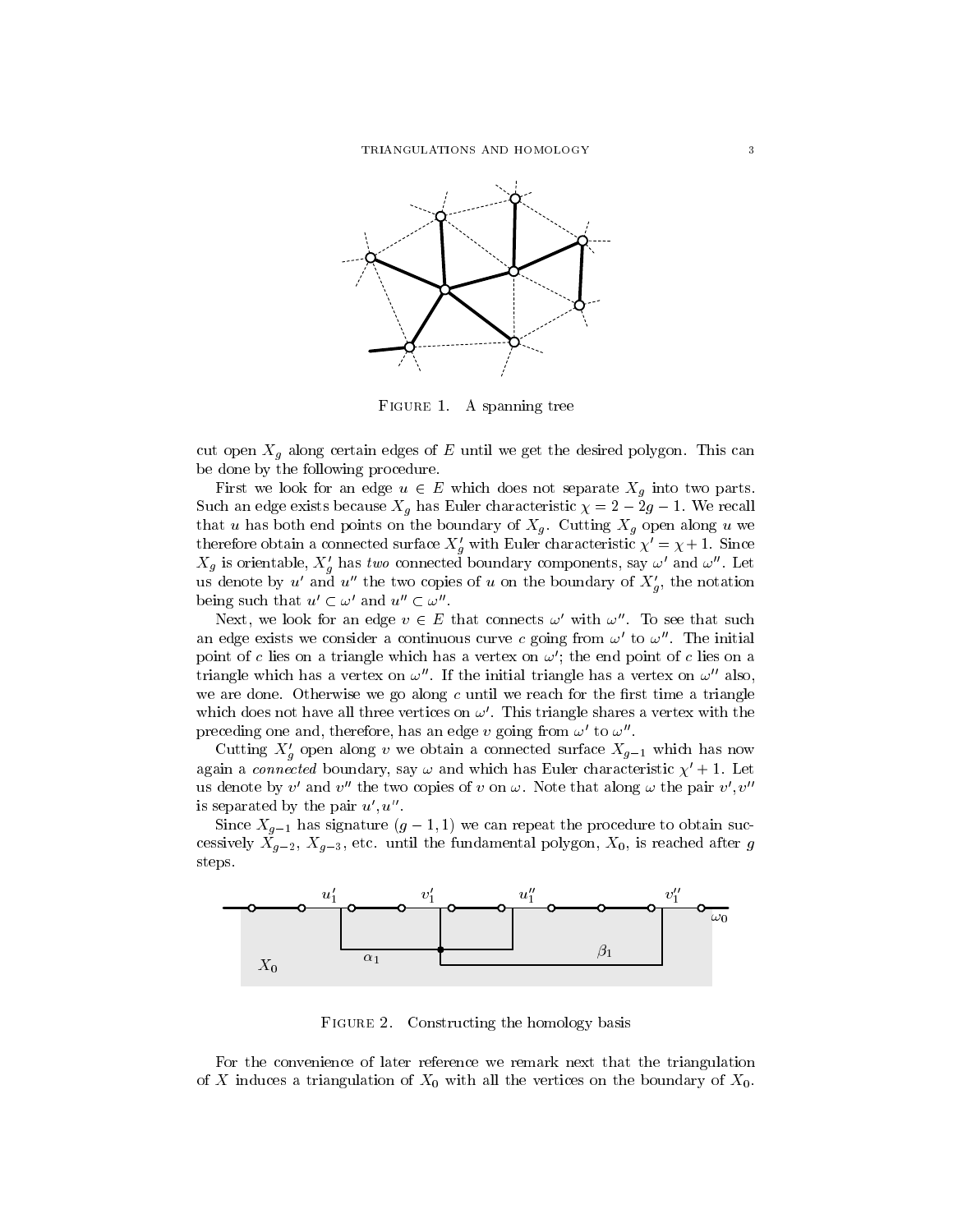FIGURE 1. A spanning tree

cut open $X_g$ along certain edges of $E$ until we get the desired polygon. This can be done by the following procedure.

First we look for an edge $u \in E$ which does not separate $X_g$ into two parts. Such an edge exists because $X_g$ has Euler characteristic $\chi = 2 - 2g - 1$. We recall that $u$ has both end points on the boundary of $X_g$. Cutting $X_g$ open along $u$ we therefore obtain a connected surface $X_g'$ with Euler characteristic $\chi' = \chi + 1$. Since $X_g$ is orientable, $X_g'$ has *two* connected boundary components, say $\omega'$ and $\omega''$. Let us denote by $u'$ and $u''$ the two copies of $u$ on the boundary of $X_g'$, the notation being such that $u' \subset \omega'$ and $u'' \subset \omega''$.

Next, we look for an edge $v \in E$ that connects $\omega'$ with $\omega''$. To see that such an edge exists we consider a continuous curve $c$ going from $\omega'$ to $\omega''$. The initial point of $c$ lies on a triangle which has a vertex on $\omega'$; the end point of $c$ lies on a triangle which has a vertex on $\omega''$. If the initial triangle has a vertex on $\omega''$ also, we are done. Otherwise we go along $c$ until we reach for the first time a triangle which does not have all three vertices on $\omega'$. This triangle shares a vertex with the preceding one and, therefore, has an edge $v$ going from $\omega'$ to $\omega''$.

Cutting $X_g'$ open along $v$ we obtain a connected surface $X_{g-1}$ which has now again a *connected* boundary, say $\omega$ and which has Euler characteristic $\chi' + 1$. Let us denote by $v'$ and $v''$ the two copies of $v$ on $\omega$. Note that along $\omega$ the pair $v', v''$ is separated by the pair $u', u''$.

Since $X_{g-1}$ has signature $(g-1, 1)$ we can repeat the procedure to obtain successively $X_{g-2}$, $X_{g-3}$, etc. until the fundamental polygon, $X_0$, is reached after $g$ steps.

FIGURE 2. Constructing the homology basis

For the convenience of later reference we remark next that the triangulation of $X$ induces a triangulation of $X_0$ with all the vertices on the boundary of $X_0$.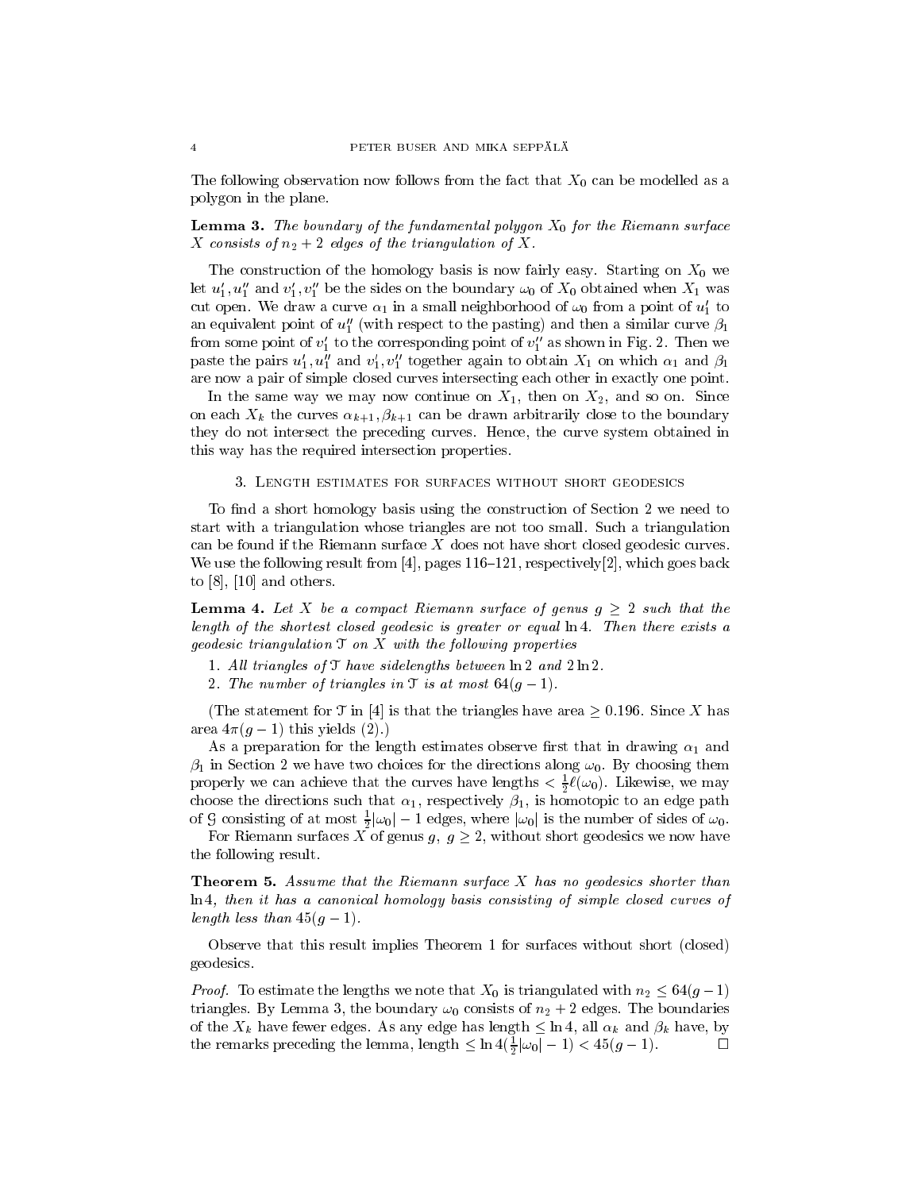The following observation now follows from the fact that $X_0$ can be modelled as a polygon in the plane.

**Lemma 3.** *The boundary of the fundamental polygon $X_0$ for the Riemann surface $X$ consists of $n_2 + 2$ edges of the triangulation of $X$.*

The construction of the homology basis is now fairly easy. Starting on $X_0$ we let $u_1', u_1''$ and $v_1', v_1''$ be the sides on the boundary $\omega_0$ of $X_0$ obtained when $X_1$ was cut open. We draw a curve $\alpha_1$ in a small neighborhood of $\omega_0$ from a point of $u_1'$ to an equivalent point of $u_1''$ (with respect to the pasting) and then a similar curve $\beta_1$ from some point of $v_1'$ to the corresponding point of $v_1''$ as shown in Fig. 2. Then we paste the pairs $u_1', u_1''$ and $v_1', v_1''$ together again to obtain $X_1$ on which $\alpha_1$ and $\beta_1$ are now a pair of simple closed curves intersecting each other in exactly one point.

In the same way we may now continue on $X_1$, then on $X_2$, and so on. Since on each $X_k$ the curves $\alpha_{k+1}, \beta_{k+1}$ can be drawn arbitrarily close to the boundary they do not intersect the preceding curves. Hence, the curve system obtained in this way has the required intersection properties.

## 3. Length estimates for surfaces without short geodesics

To find a short homology basis using the construction of Section 2 we need to start with a triangulation whose triangles are not too small. Such a triangulation can be found if the Riemann surface $X$ does not have short closed geodesic curves. We use the following result from [4], pages 116–121, respectively[2], which goes back to [8], [10] and others.

**Lemma 4.** *Let $X$ be a compact Riemann surface of genus $g \geq 2$ such that the length of the shortest closed geodesic is greater or equal $\ln 4$. Then there exists a geodesic triangulation $\mathcal{T}$ on $X$ with the following properties*

1. *All triangles of $\mathcal{T}$ have sidelengths between $\ln 2$ and $2 \ln 2$.*
2. *The number of triangles in $\mathcal{T}$ is at most $64(g-1)$.*

(The statement for $\mathcal{T}$ in [4] is that the triangles have area $\geq 0.196$. Since $X$ has area $4\pi(g-1)$ this yields (2).)

As a preparation for the length estimates observe first that in drawing $\alpha_1$ and $\beta_1$ in Section 2 we have two choices for the directions along $\omega_0$. By choosing them properly we can achieve that the curves have lengths $< \frac{1}{2}\ell(\omega_0)$. Likewise, we may choose the directions such that $\alpha_1$, respectively $\beta_1$, is homotopic to an edge path of $\mathcal{G}$ consisting of at most $\frac{1}{2}|\omega_0| - 1$ edges, where $|\omega_0|$ is the number of sides of $\omega_0$.

For Riemann surfaces $X$ of genus $g$, $g \geq 2$, without short geodesics we now have the following result.

**Theorem 5.** *Assume that the Riemann surface $X$ has no geodesics shorter than $\ln 4$, then it has a canonical homology basis consisting of simple closed curves of length less than $45(g-1)$.*

Observe that this result implies Theorem 1 for surfaces without short (closed) geodesics.

*Proof.* To estimate the lengths we note that $X_0$ is triangulated with $n_2 \leq 64(g-1)$ triangles. By Lemma 3, the boundary $\omega_0$ consists of $n_2 + 2$ edges. The boundaries of the $X_k$ have fewer edges. As any edge has length $\leq \ln 4$, all $\alpha_k$ and $\beta_k$ have, by the remarks preceding the lemma, length $\leq \ln 4(\frac{1}{2}|\omega_0| - 1) < 45(g-1)$. □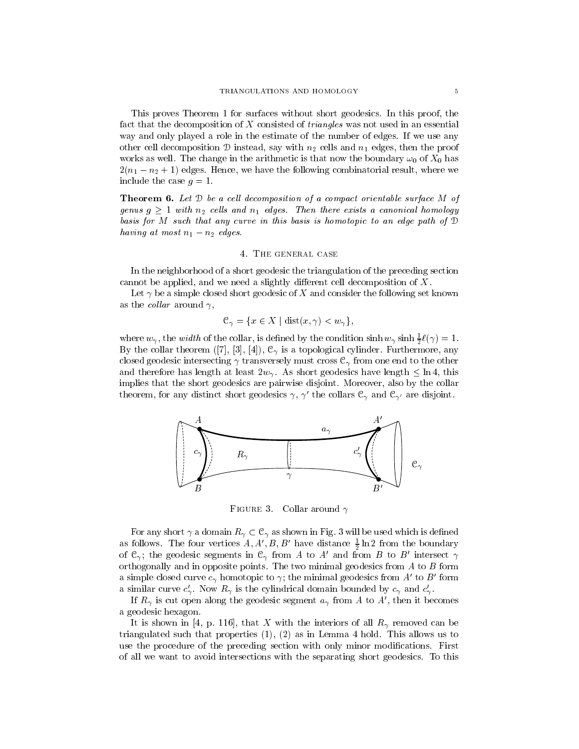This proves Theorem 1 for surfaces without short geodesics. In this proof, the fact that the decomposition of $X$ consisted of *triangles* was not used in an essential way and only played a role in the estimate of the number of edges. If we use any other cell decomposition $\mathcal{D}$ instead, say with $n_2$ cells and $n_1$ edges, then the proof works as well. The change in the arithmetic is that now the boundary $\omega_0$ of $X_0$ has $2(n_1 - n_2 + 1)$ edges. Hence, we have the following combinatorial result, where we include the case $g = 1$.

**Theorem 6.** *Let $\mathcal{D}$ be a cell decomposition of a compact orientable surface $M$ of genus $g \geq 1$ with $n_2$ cells and $n_1$ edges. Then there exists a canonical homology basis for $M$ such that any curve in this basis is homotopic to an edge path of $\mathcal{D}$ having at most $n_1 - n_2$ edges.*

## 4. The general case

In the neighborhood of a short geodesic the triangulation of the preceding section cannot be applied, and we need a slightly different cell decomposition of $X$.

Let $\gamma$ be a simple closed short geodesic of $X$ and consider the following set known as the *collar* around $\gamma$,

$$\mathcal{C}_\gamma = \{x \in X \mid \operatorname{dist}(x, \gamma) < w_\gamma\},$$

where $w_\gamma$, the *width* of the collar, is defined by the condition $\sinh w_\gamma \sinh \frac{1}{2}\ell(\gamma) = 1$. By the collar theorem ([7], [3], [4]), $\mathcal{C}_\gamma$ is a topological cylinder. Furthermore, any closed geodesic intersecting $\gamma$ transversely must cross $\mathcal{C}_\gamma$ from one end to the other and therefore has length at least $2w_\gamma$. As short geodesics have length $\leq \ln 4$, this implies that the short geodesics are pairwise disjoint. Moreover, also by the collar theorem, for any distinct short geodesics $\gamma$, $\gamma'$ the collars $\mathcal{C}_\gamma$ and $\mathcal{C}_{\gamma'}$ are disjoint.

Figure 3. Collar around $\gamma$

For any short $\gamma$ a domain $R_\gamma \subset \mathcal{C}_\gamma$ as shown in Fig. 3 will be used which is defined as follows. The four vertices $A, A', B, B'$ have distance $\frac{1}{2}\ln 2$ from the boundary of $\mathcal{C}_\gamma$; the geodesic segments in $\mathcal{C}_\gamma$ from $A$ to $A'$ and from $B$ to $B'$ intersect $\gamma$ orthogonally and in opposite points. The two minimal geodesics from $A$ to $B$ form a simple closed curve $c_\gamma$ homotopic to $\gamma$; the minimal geodesics from $A'$ to $B'$ form a similar curve $c'_\gamma$. Now $R_\gamma$ is the cylindrical domain bounded by $c_\gamma$ and $c'_\gamma$.

If $R_\gamma$ is cut open along the geodesic segment $a_\gamma$ from $A$ to $A'$, then it becomes a geodesic hexagon.

It is shown in [4, p. 116], that $X$ with the interiors of all $R_\gamma$ removed can be triangulated such that properties (1), (2) as in Lemma 4 hold. This allows us to use the procedure of the preceding section with only minor modifications. First of all we want to avoid intersections with the separating short geodesics. To this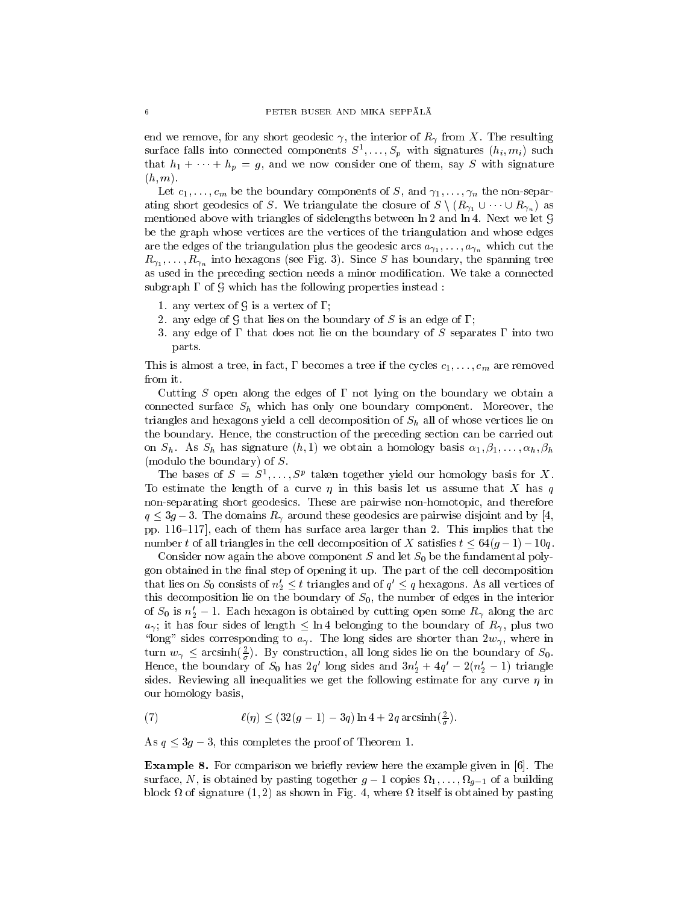end we remove, for any short geodesic $\gamma$, the interior of $R_\gamma$ from $X$. The resulting surface falls into connected components $S^1, \ldots, S_p$ with signatures $(h_i, m_i)$ such that $h_1 + \cdots + h_p = g$, and we now consider one of them, say $S$ with signature $(h, m)$.

Let $c_1, \ldots, c_m$ be the boundary components of $S$, and $\gamma_1, \ldots, \gamma_n$ the non-separating short geodesics of $S$. We triangulate the closure of $S \setminus (R_{\gamma_1} \cup \cdots \cup R_{\gamma_n})$ as mentioned above with triangles of sidelengths between $\ln 2$ and $\ln 4$. Next we let $\mathcal{G}$ be the graph whose vertices are the vertices of the triangulation and whose edges are the edges of the triangulation plus the geodesic arcs $a_{\gamma_1}, \ldots, a_{\gamma_n}$ which cut the $R_{\gamma_1}, \ldots, R_{\gamma_n}$ into hexagons (see Fig. 3). Since $S$ has boundary, the spanning tree as used in the preceding section needs a minor modification. We take a connected subgraph $\Gamma$ of $\mathcal{G}$ which has the following properties instead :

1. any vertex of $\mathcal{G}$ is a vertex of $\Gamma$;
2. any edge of $\mathcal{G}$ that lies on the boundary of $S$ is an edge of $\Gamma$;
3. any edge of $\Gamma$ that does not lie on the boundary of $S$ separates $\Gamma$ into two parts.

This is almost a tree, in fact, $\Gamma$ becomes a tree if the cycles $c_1, \ldots, c_m$ are removed from it.

Cutting $S$ open along the edges of $\Gamma$ not lying on the boundary we obtain a connected surface $S_h$ which has only one boundary component. Moreover, the triangles and hexagons yield a cell decomposition of $S_h$ all of whose vertices lie on the boundary. Hence, the construction of the preceding section can be carried out on $S_h$. As $S_h$ has signature $(h, 1)$ we obtain a homology basis $\alpha_1, \beta_1, \ldots, \alpha_h, \beta_h$ (modulo the boundary) of $S$.

The bases of $S = S^1, \ldots, S^p$ taken together yield our homology basis for $X$. To estimate the length of a curve $\eta$ in this basis let us assume that $X$ has $q$ non-separating short geodesics. These are pairwise non-homotopic, and therefore $q \leq 3g - 3$. The domains $R_\gamma$ around these geodesics are pairwise disjoint and by [4, pp. 116–117], each of them has surface area larger than 2. This implies that the number $t$ of all triangles in the cell decomposition of $X$ satisfies $t \leq 64(g-1) - 10q$.

Consider now again the above component $S$ and let $S_0$ be the fundamental polygon obtained in the final step of opening it up. The part of the cell decomposition that lies on $S_0$ consists of $n_2' \leq t$ triangles and of $q' \leq q$ hexagons. As all vertices of this decomposition lie on the boundary of $S_0$, the number of edges in the interior of $S_0$ is $n_2' - 1$. Each hexagon is obtained by cutting open some $R_\gamma$ along the arc $a_\gamma$; it has four sides of length $\leq \ln 4$ belonging to the boundary of $R_\gamma$, plus two "long" sides corresponding to $a_\gamma$. The long sides are shorter than $2w_\gamma$, where in turn $w_\gamma \leq \operatorname{arcsinh}(\frac{2}{\sigma})$. By construction, all long sides lie on the boundary of $S_0$. Hence, the boundary of $S_0$ has $2q'$ long sides and $3n_2' + 4q' - 2(n_2' - 1)$ triangle sides. Reviewing all inequalities we get the following estimate for any curve $\eta$ in our homology basis,

$$\ell(\eta) \leq (32(g-1) - 3q)\ln 4 + 2q \operatorname{arcsinh}(\tfrac{2}{\sigma}). \tag{7}$$

As $q \leq 3g - 3$, this completes the proof of Theorem 1.

**Example 8.** For comparison we briefly review here the example given in [6]. The surface, $N$, is obtained by pasting together $g - 1$ copies $\Omega_1, \ldots, \Omega_{g-1}$ of a building block $\Omega$ of signature $(1, 2)$ as shown in Fig. 4, where $\Omega$ itself is obtained by pasting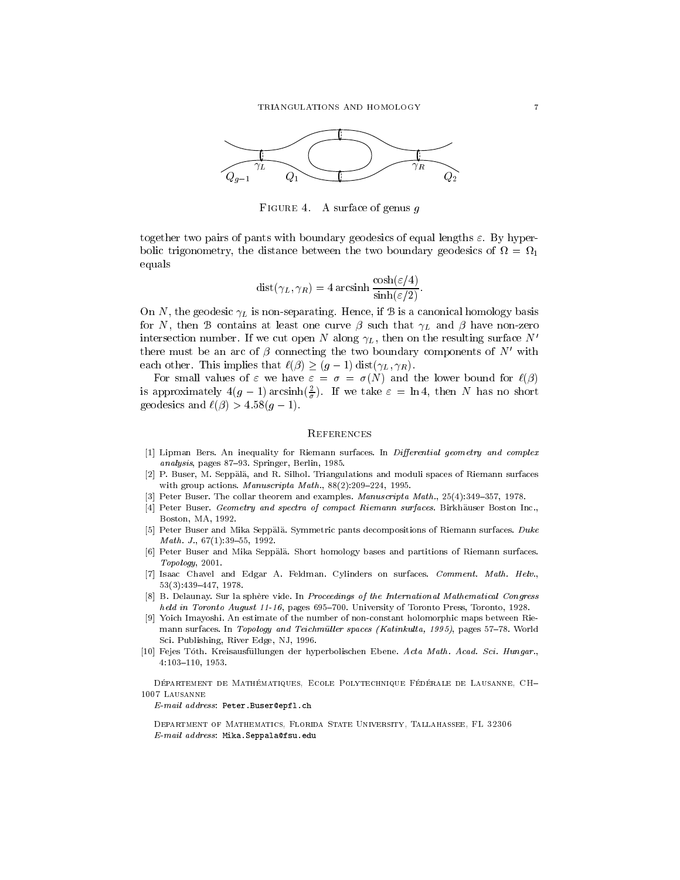$Q_{g-1}$ $\gamma_L$ $Q_1$ $\gamma_R$ $Q_2$

Figure 4. A surface of genus $g$

together two pairs of pants with boundary geodesics of equal lengths $\varepsilon$. By hyperbolic trigonometry, the distance between the two boundary geodesics of $\Omega = \Omega_1$ equals

$$\operatorname{dist}(\gamma_L, \gamma_R) = 4 \operatorname{arcsinh} \frac{\cosh(\varepsilon/4)}{\sinh(\varepsilon/2)}.$$

On $N$, the geodesic $\gamma_L$ is non-separating. Hence, if $\mathcal{B}$ is a canonical homology basis for $N$, then $\mathcal{B}$ contains at least one curve $\beta$ such that $\gamma_L$ and $\beta$ have non-zero intersection number. If we cut open $N$ along $\gamma_L$, then on the resulting surface $N'$ there must be an arc of $\beta$ connecting the two boundary components of $N'$ with each other. This implies that $\ell(\beta) \geq (g-1)\operatorname{dist}(\gamma_L, \gamma_R)$.

For small values of $\varepsilon$ we have $\varepsilon = \sigma = \sigma(N)$ and the lower bound for $\ell(\beta)$ is approximately $4(g-1)\operatorname{arcsinh}(\frac{2}{\sigma})$. If we take $\varepsilon = \ln 4$, then $N$ has no short geodesics and $\ell(\beta) > 4.58(g-1)$.

## References

[1] Lipman Bers. An inequality for Riemann surfaces. In *Differential geometry and complex analysis*, pages 87–93. Springer, Berlin, 1985.

[2] P. Buser, M. Seppälä, and R. Silhol. Triangulations and moduli spaces of Riemann surfaces with group actions. *Manuscripta Math.*, 88(2):209–224, 1995.

[3] Peter Buser. The collar theorem and examples. *Manuscripta Math.*, 25(4):349–357, 1978.

[4] Peter Buser. *Geometry and spectra of compact Riemann surfaces*. Birkhäuser Boston Inc., Boston, MA, 1992.

[5] Peter Buser and Mika Seppälä. Symmetric pants decompositions of Riemann surfaces. *Duke Math. J.*, 67(1):39–55, 1992.

[6] Peter Buser and Mika Seppälä. Short homology bases and partitions of Riemann surfaces. *Topology*, 2001.

[7] Isaac Chavel and Edgar A. Feldman. Cylinders on surfaces. *Comment. Math. Helv.*, 53(3):439–447, 1978.

[8] B. Delaunay. Sur la sphère vide. In *Proceedings of the International Mathematical Congress held in Toronto August 11-16*, pages 695–700. University of Toronto Press, Toronto, 1928.

[9] Yoich Imayoshi. An estimate of the number of non-constant holomorphic maps between Riemann surfaces. In *Topology and Teichmüller spaces (Katinkulta, 1995)*, pages 57–78. World Sci. Publishing, River Edge, NJ, 1996.

[10] Fejes Tóth. Kreisausfüllungen der hyperbolischen Ebene. *Acta Math. Acad. Sci. Hungar.*, 4:103–110, 1953.

Département de Mathématiques, Ecole Polytechnique Fédérale de Lausanne, CH–1007 Lausanne

*E-mail address*: Peter.Buser@epfl.ch

Department of Mathematics, Florida State University, Tallahassee, FL 32306

*E-mail address*: Mika.Seppala@fsu.edu